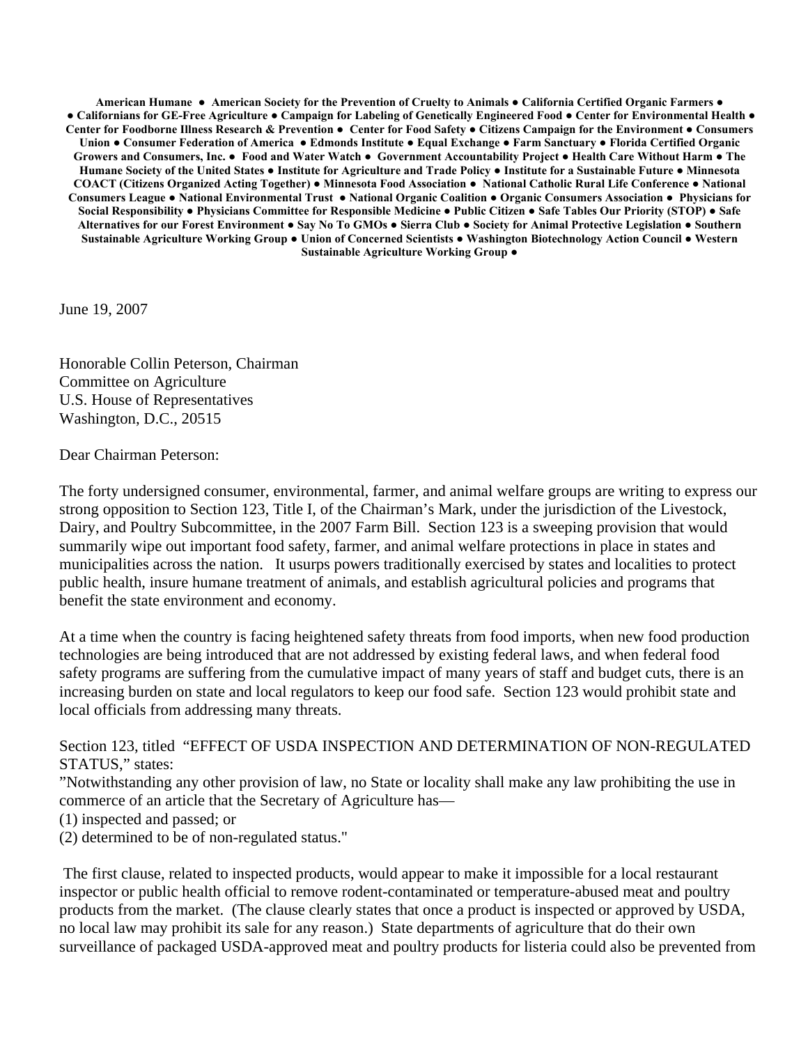**American Humane ● American Society for the Prevention of Cruelty to Animals ● California Certified Organic Farmers ● ● Californians for GE-Free Agriculture ● Campaign for Labeling of Genetically Engineered Food ● Center for Environmental Health ● Center for Foodborne Illness Research & Prevention ● Center for Food Safety ● Citizens Campaign for the Environment ● Consumers Union ● Consumer Federation of America ● Edmonds Institute ● Equal Exchange ● Farm Sanctuary ● Florida Certified Organic Growers and Consumers, Inc. ● Food and Water Watch ● Government Accountability Project ● Health Care Without Harm ● The Humane Society of the United States ● Institute for Agriculture and Trade Policy ● Institute for a Sustainable Future ● Minnesota COACT (Citizens Organized Acting Together) ● Minnesota Food Association ● National Catholic Rural Life Conference ● National Consumers League ● National Environmental Trust ● National Organic Coalition ● Organic Consumers Association ● Physicians for Social Responsibility ● Physicians Committee for Responsible Medicine ● Public Citizen ● Safe Tables Our Priority (STOP) ● Safe Alternatives for our Forest Environment ● Say No To GMOs ● Sierra Club ● Society for Animal Protective Legislation ● Southern Sustainable Agriculture Working Group ● Union of Concerned Scientists ● Washington Biotechnology Action Council ● Western Sustainable Agriculture Working Group ●**

June 19, 2007

Honorable Collin Peterson, Chairman
Committee on Agriculture
U.S. House of Representatives
Washington, D.C., 20515

Dear Chairman Peterson:

The forty undersigned consumer, environmental, farmer, and animal welfare groups are writing to express our strong opposition to Section 123, Title I, of the Chairman's Mark, under the jurisdiction of the Livestock, Dairy, and Poultry Subcommittee, in the 2007 Farm Bill. Section 123 is a sweeping provision that would summarily wipe out important food safety, farmer, and animal welfare protections in place in states and municipalities across the nation. It usurps powers traditionally exercised by states and localities to protect public health, insure humane treatment of animals, and establish agricultural policies and programs that benefit the state environment and economy.

At a time when the country is facing heightened safety threats from food imports, when new food production technologies are being introduced that are not addressed by existing federal laws, and when federal food safety programs are suffering from the cumulative impact of many years of staff and budget cuts, there is an increasing burden on state and local regulators to keep our food safe. Section 123 would prohibit state and local officials from addressing many threats.

Section 123, titled "EFFECT OF USDA INSPECTION AND DETERMINATION OF NON-REGULATED STATUS," states:
"Notwithstanding any other provision of law, no State or locality shall make any law prohibiting the use in commerce of an article that the Secretary of Agriculture has—
(1) inspected and passed; or
(2) determined to be of non-regulated status."

The first clause, related to inspected products, would appear to make it impossible for a local restaurant inspector or public health official to remove rodent-contaminated or temperature-abused meat and poultry products from the market. (The clause clearly states that once a product is inspected or approved by USDA, no local law may prohibit its sale for any reason.) State departments of agriculture that do their own surveillance of packaged USDA-approved meat and poultry products for listeria could also be prevented from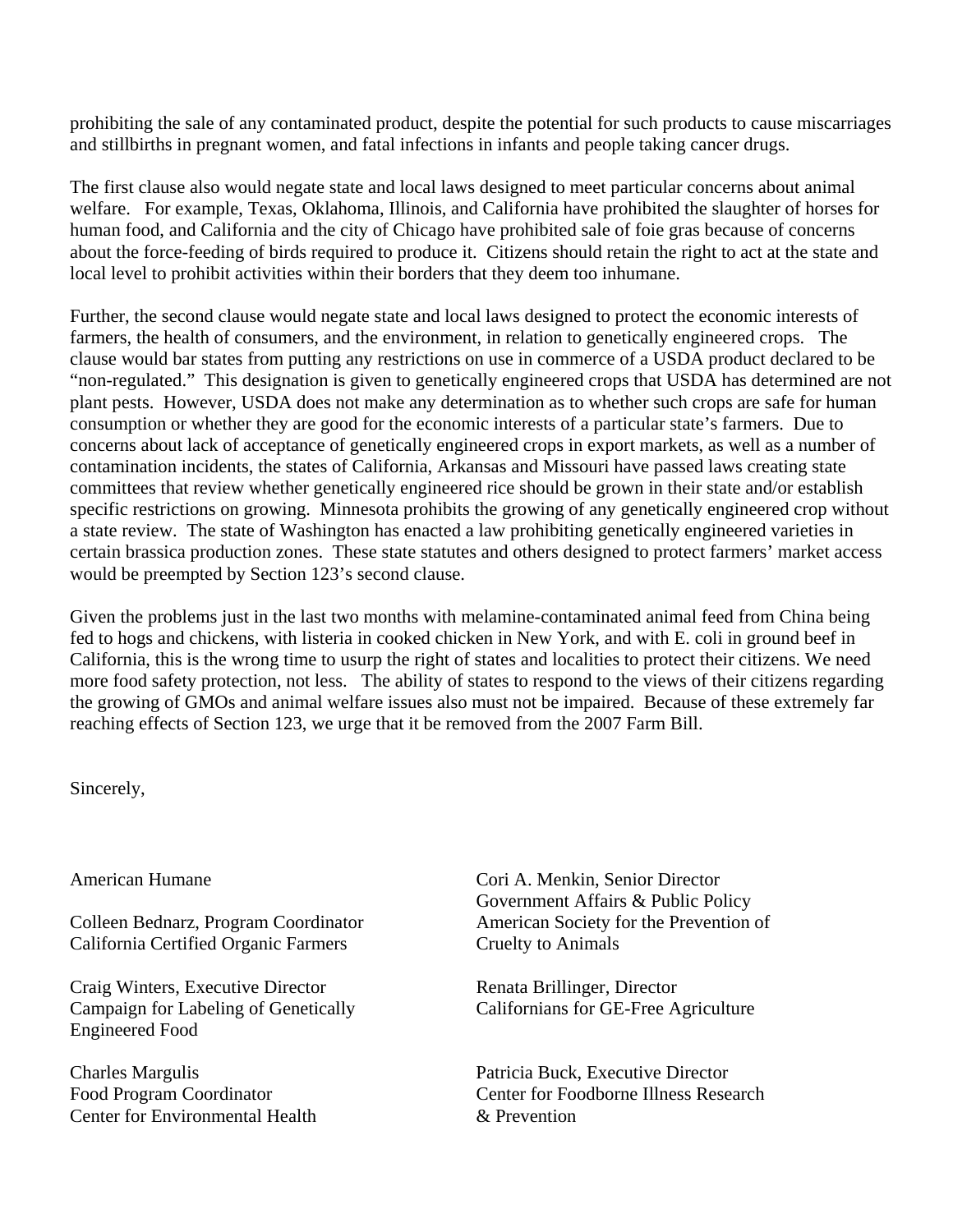prohibiting the sale of any contaminated product, despite the potential for such products to cause miscarriages and stillbirths in pregnant women, and fatal infections in infants and people taking cancer drugs.

The first clause also would negate state and local laws designed to meet particular concerns about animal welfare. For example, Texas, Oklahoma, Illinois, and California have prohibited the slaughter of horses for human food, and California and the city of Chicago have prohibited sale of foie gras because of concerns about the force-feeding of birds required to produce it. Citizens should retain the right to act at the state and local level to prohibit activities within their borders that they deem too inhumane.

Further, the second clause would negate state and local laws designed to protect the economic interests of farmers, the health of consumers, and the environment, in relation to genetically engineered crops. The clause would bar states from putting any restrictions on use in commerce of a USDA product declared to be "non-regulated." This designation is given to genetically engineered crops that USDA has determined are not plant pests. However, USDA does not make any determination as to whether such crops are safe for human consumption or whether they are good for the economic interests of a particular state's farmers. Due to concerns about lack of acceptance of genetically engineered crops in export markets, as well as a number of contamination incidents, the states of California, Arkansas and Missouri have passed laws creating state committees that review whether genetically engineered rice should be grown in their state and/or establish specific restrictions on growing. Minnesota prohibits the growing of any genetically engineered crop without a state review. The state of Washington has enacted a law prohibiting genetically engineered varieties in certain brassica production zones. These state statutes and others designed to protect farmers' market access would be preempted by Section 123's second clause.

Given the problems just in the last two months with melamine-contaminated animal feed from China being fed to hogs and chickens, with listeria in cooked chicken in New York, and with E. coli in ground beef in California, this is the wrong time to usurp the right of states and localities to protect their citizens. We need more food safety protection, not less. The ability of states to respond to the views of their citizens regarding the growing of GMOs and animal welfare issues also must not be impaired. Because of these extremely far reaching effects of Section 123, we urge that it be removed from the 2007 Farm Bill.

Sincerely,

American Humane

Colleen Bednarz, Program Coordinator
California Certified Organic Farmers

Craig Winters, Executive Director
Campaign for Labeling of Genetically Engineered Food

Charles Margulis
Food Program Coordinator
Center for Environmental Health

Cori A. Menkin, Senior Director
Government Affairs & Public Policy
American Society for the Prevention of Cruelty to Animals

Renata Brillinger, Director
Californians for GE-Free Agriculture

Patricia Buck, Executive Director
Center for Foodborne Illness Research & Prevention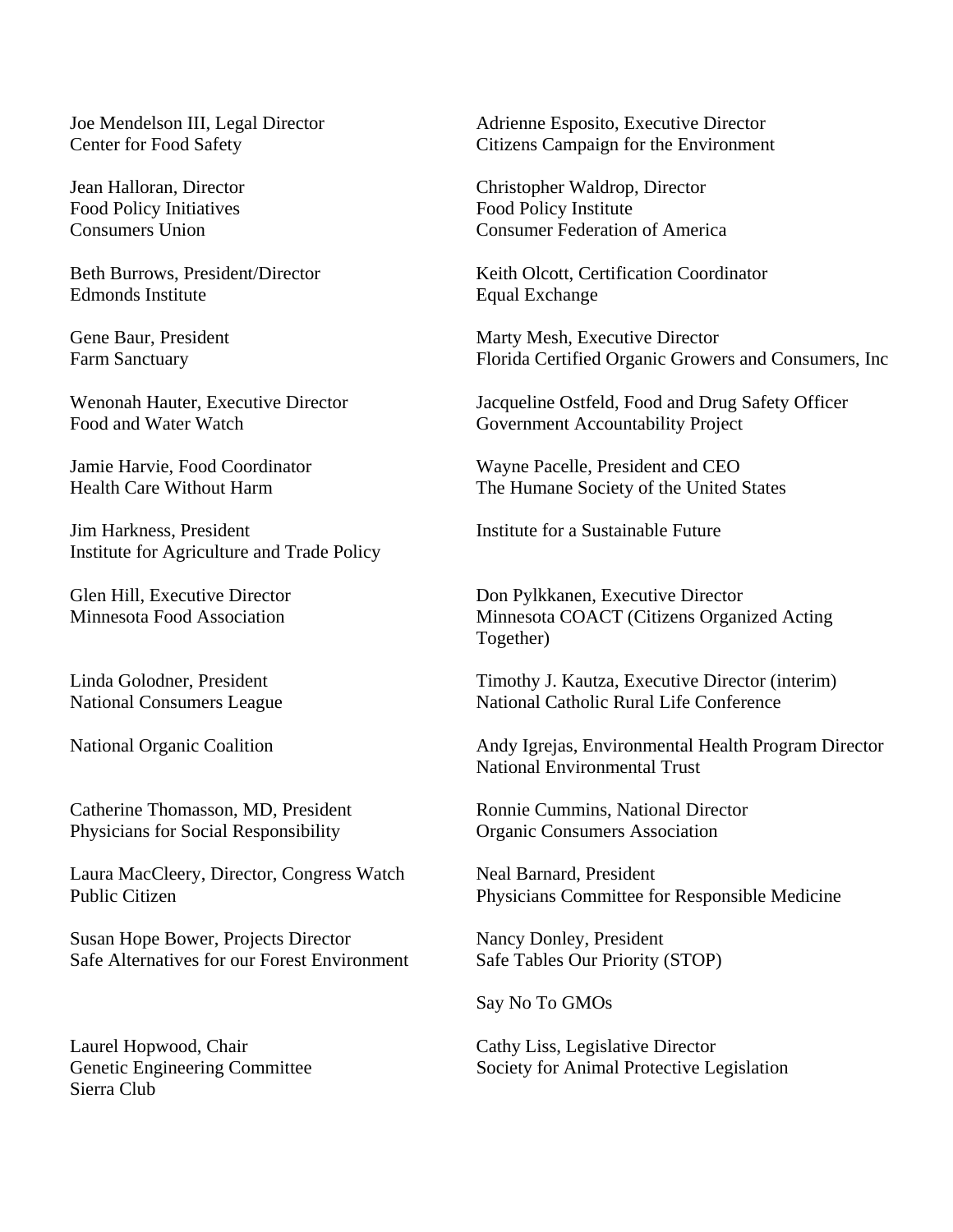Joe Mendelson III, Legal Director
Center for Food Safety

Adrienne Esposito, Executive Director
Citizens Campaign for the Environment

Jean Halloran, Director
Food Policy Initiatives
Consumers Union

Christopher Waldrop, Director
Food Policy Institute
Consumer Federation of America

Beth Burrows, President/Director
Edmonds Institute

Keith Olcott, Certification Coordinator
Equal Exchange

Gene Baur, President
Farm Sanctuary

Marty Mesh, Executive Director
Florida Certified Organic Growers and Consumers, Inc

Wenonah Hauter, Executive Director
Food and Water Watch

Jacqueline Ostfeld, Food and Drug Safety Officer
Government Accountability Project

Jamie Harvie, Food Coordinator
Health Care Without Harm

Wayne Pacelle, President and CEO
The Humane Society of the United States

Jim Harkness, President
Institute for Agriculture and Trade Policy

Institute for a Sustainable Future

Glen Hill, Executive Director
Minnesota Food Association

Don Pylkkanen, Executive Director
Minnesota COACT (Citizens Organized Acting Together)

Linda Golodner, President
National Consumers League

Timothy J. Kautza, Executive Director (interim)
National Catholic Rural Life Conference

National Organic Coalition

Andy Igrejas, Environmental Health Program Director
National Environmental Trust

Catherine Thomasson, MD, President
Physicians for Social Responsibility

Ronnie Cummins, National Director
Organic Consumers Association

Laura MacCleery, Director, Congress Watch
Public Citizen

Neal Barnard, President
Physicians Committee for Responsible Medicine

Susan Hope Bower, Projects Director
Safe Alternatives for our Forest Environment

Nancy Donley, President
Safe Tables Our Priority (STOP)

Say No To GMOs

Laurel Hopwood, Chair
Genetic Engineering Committee
Sierra Club

Cathy Liss, Legislative Director
Society for Animal Protective Legislation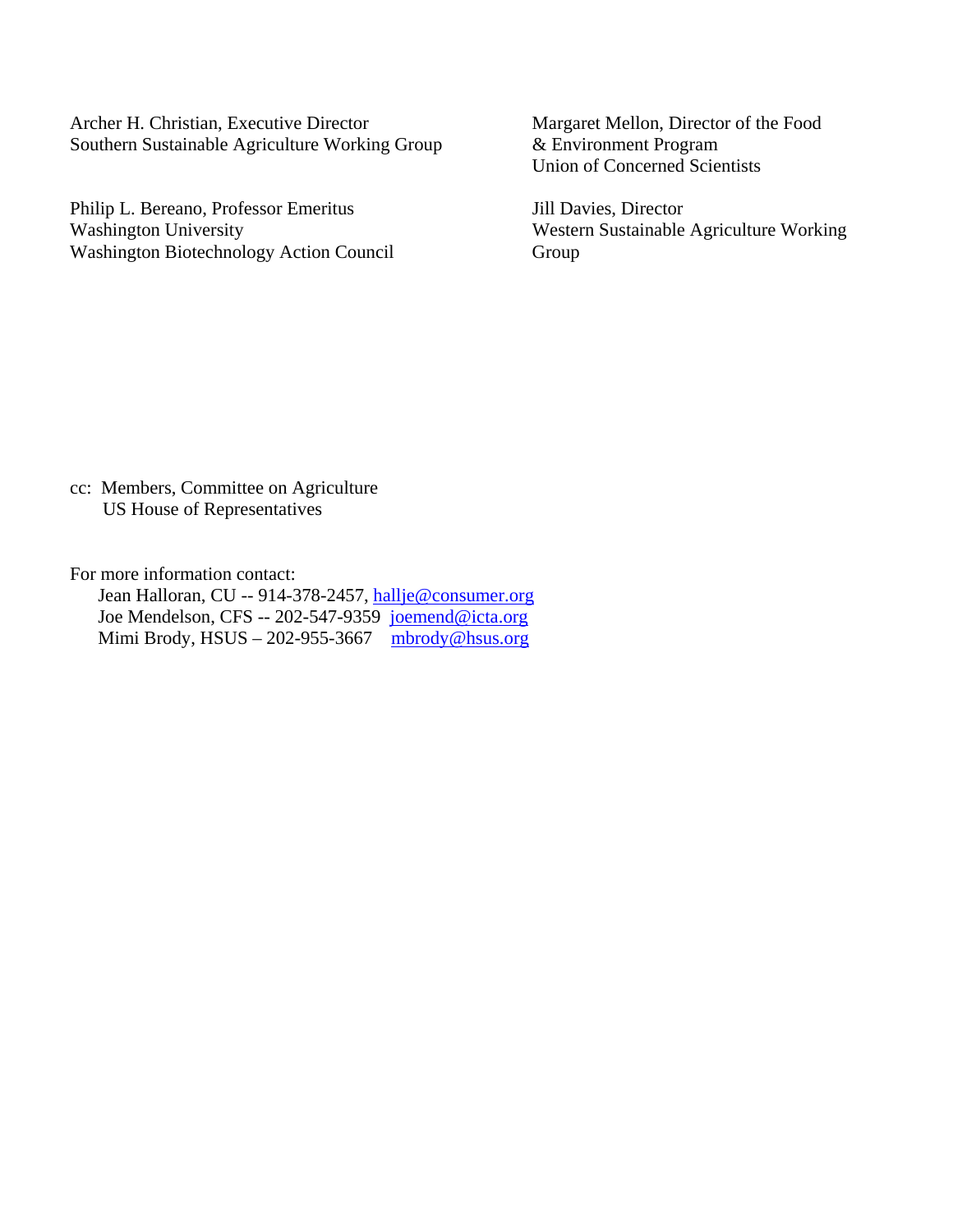Archer H. Christian, Executive Director
Southern Sustainable Agriculture Working Group

Margaret Mellon, Director of the Food & Environment Program
Union of Concerned Scientists

Philip L. Bereano, Professor Emeritus
Washington University
Washington Biotechnology Action Council

Jill Davies, Director
Western Sustainable Agriculture Working Group

cc: Members, Committee on Agriculture
US House of Representatives

For more information contact:

Jean Halloran, CU -- 914-378-2457, hallje@consumer.org
Joe Mendelson, CFS -- 202-547-9359 joemend@icta.org
Mimi Brody, HSUS – 202-955-3667 mbrody@hsus.org